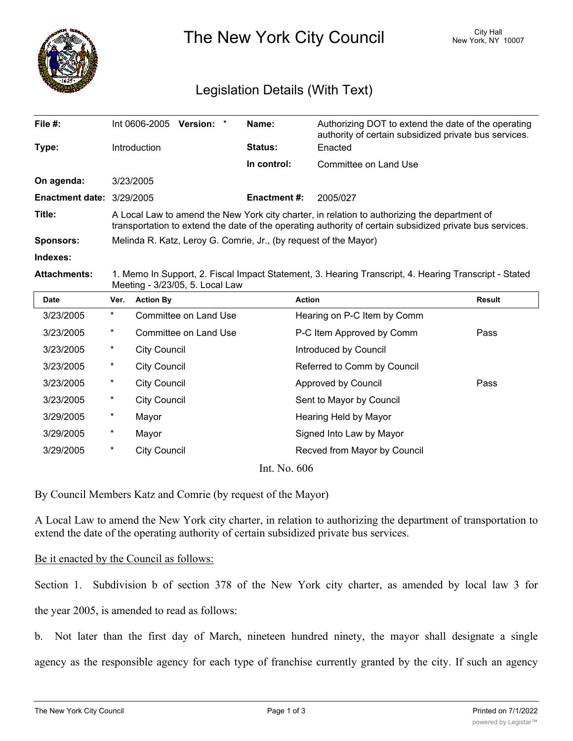# The New York City Council

City Hall
New York, NY 10007

## Legislation Details (With Text)

| | | | |
|---|---|---|---|
| **File #:** | Int 0606-2005 **Version:** * | **Name:** | Authorizing DOT to extend the date of the operating authority of certain subsidized private bus services. |
| **Type:** | Introduction | **Status:** | Enacted |
| | | **In control:** | Committee on Land Use |
| **On agenda:** | 3/23/2005 | | |
| **Enactment date:** | 3/29/2005 | **Enactment #:** | 2005/027 |

**Title:** A Local Law to amend the New York city charter, in relation to authorizing the department of transportation to extend the date of the operating authority of certain subsidized private bus services.

**Sponsors:** Melinda R. Katz, Leroy G. Comrie, Jr., (by request of the Mayor)

**Indexes:**

**Attachments:** 1. Memo In Support, 2. Fiscal Impact Statement, 3. Hearing Transcript, 4. Hearing Transcript - Stated Meeting - 3/23/05, 5. Local Law

| Date | Ver. | Action By | Action | Result |
|---|---|---|---|---|
| 3/23/2005 | * | Committee on Land Use | Hearing on P-C Item by Comm | |
| 3/23/2005 | * | Committee on Land Use | P-C Item Approved by Comm | Pass |
| 3/23/2005 | * | City Council | Introduced by Council | |
| 3/23/2005 | * | City Council | Referred to Comm by Council | |
| 3/23/2005 | * | City Council | Approved by Council | Pass |
| 3/23/2005 | * | City Council | Sent to Mayor by Council | |
| 3/29/2005 | * | Mayor | Hearing Held by Mayor | |
| 3/29/2005 | * | Mayor | Signed Into Law by Mayor | |
| 3/29/2005 | * | City Council | Recved from Mayor by Council | |

Int. No. 606

By Council Members Katz and Comrie (by request of the Mayor)

A Local Law to amend the New York city charter, in relation to authorizing the department of transportation to extend the date of the operating authority of certain subsidized private bus services.

Be it enacted by the Council as follows:

Section 1. Subdivision b of section 378 of the New York city charter, as amended by local law 3 for the year 2005, is amended to read as follows:

b. Not later than the first day of March, nineteen hundred ninety, the mayor shall designate a single agency as the responsible agency for each type of franchise currently granted by the city. If such an agency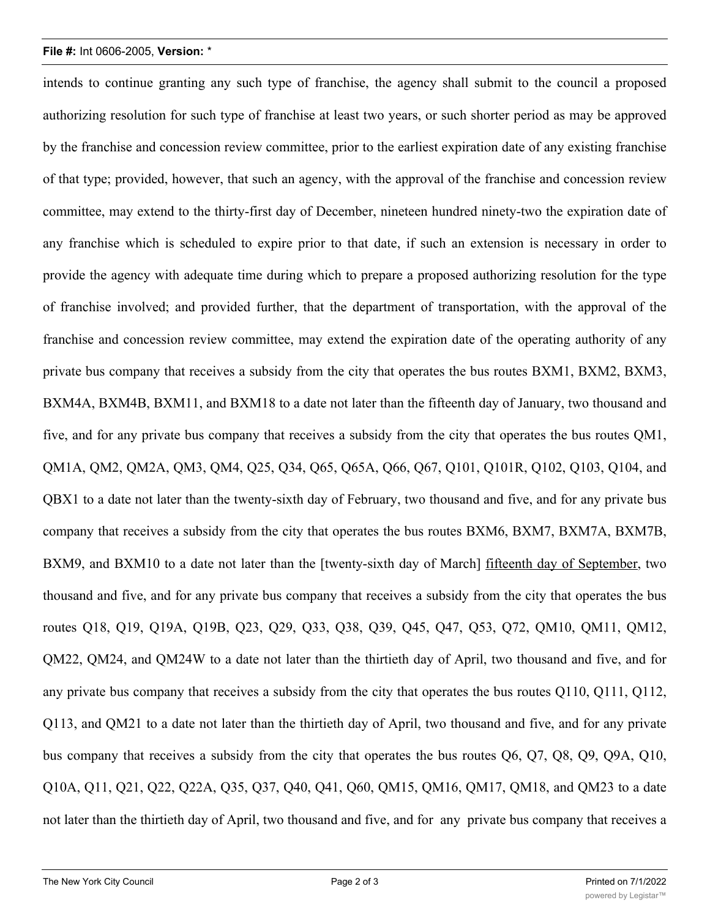intends to continue granting any such type of franchise, the agency shall submit to the council a proposed authorizing resolution for such type of franchise at least two years, or such shorter period as may be approved by the franchise and concession review committee, prior to the earliest expiration date of any existing franchise of that type; provided, however, that such an agency, with the approval of the franchise and concession review committee, may extend to the thirty-first day of December, nineteen hundred ninety-two the expiration date of any franchise which is scheduled to expire prior to that date, if such an extension is necessary in order to provide the agency with adequate time during which to prepare a proposed authorizing resolution for the type of franchise involved; and provided further, that the department of transportation, with the approval of the franchise and concession review committee, may extend the expiration date of the operating authority of any private bus company that receives a subsidy from the city that operates the bus routes BXM1, BXM2, BXM3, BXM4A, BXM4B, BXM11, and BXM18 to a date not later than the fifteenth day of January, two thousand and five, and for any private bus company that receives a subsidy from the city that operates the bus routes QM1, QM1A, QM2, QM2A, QM3, QM4, Q25, Q34, Q65, Q65A, Q66, Q67, Q101, Q101R, Q102, Q103, Q104, and QBX1 to a date not later than the twenty-sixth day of February, two thousand and five, and for any private bus company that receives a subsidy from the city that operates the bus routes BXM6, BXM7, BXM7A, BXM7B, BXM9, and BXM10 to a date not later than the [twenty-sixth day of March] <u>fifteenth day of September</u>, two thousand and five, and for any private bus company that receives a subsidy from the city that operates the bus routes Q18, Q19, Q19A, Q19B, Q23, Q29, Q33, Q38, Q39, Q45, Q47, Q53, Q72, QM10, QM11, QM12, QM22, QM24, and QM24W to a date not later than the thirtieth day of April, two thousand and five, and for any private bus company that receives a subsidy from the city that operates the bus routes Q110, Q111, Q112, Q113, and QM21 to a date not later than the thirtieth day of April, two thousand and five, and for any private bus company that receives a subsidy from the city that operates the bus routes Q6, Q7, Q8, Q9, Q9A, Q10, Q10A, Q11, Q21, Q22, Q22A, Q35, Q37, Q40, Q41, Q60, QM15, QM16, QM17, QM18, and QM23 to a date not later than the thirtieth day of April, two thousand and five, and for any private bus company that receives a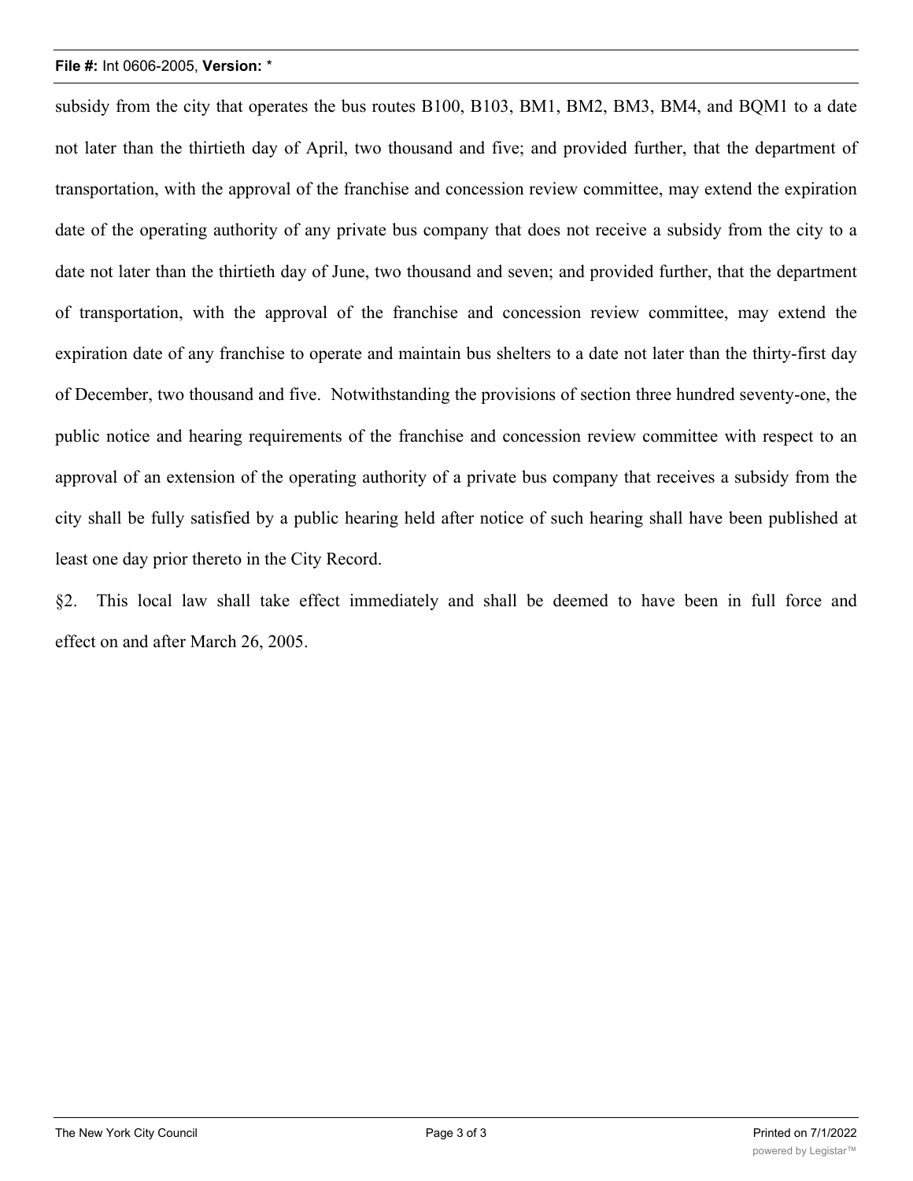subsidy from the city that operates the bus routes B100, B103, BM1, BM2, BM3, BM4, and BQM1 to a date not later than the thirtieth day of April, two thousand and five; and provided further, that the department of transportation, with the approval of the franchise and concession review committee, may extend the expiration date of the operating authority of any private bus company that does not receive a subsidy from the city to a date not later than the thirtieth day of June, two thousand and seven; and provided further, that the department of transportation, with the approval of the franchise and concession review committee, may extend the expiration date of any franchise to operate and maintain bus shelters to a date not later than the thirty-first day of December, two thousand and five. Notwithstanding the provisions of section three hundred seventy-one, the public notice and hearing requirements of the franchise and concession review committee with respect to an approval of an extension of the operating authority of a private bus company that receives a subsidy from the city shall be fully satisfied by a public hearing held after notice of such hearing shall have been published at least one day prior thereto in the City Record.

§2. This local law shall take effect immediately and shall be deemed to have been in full force and effect on and after March 26, 2005.